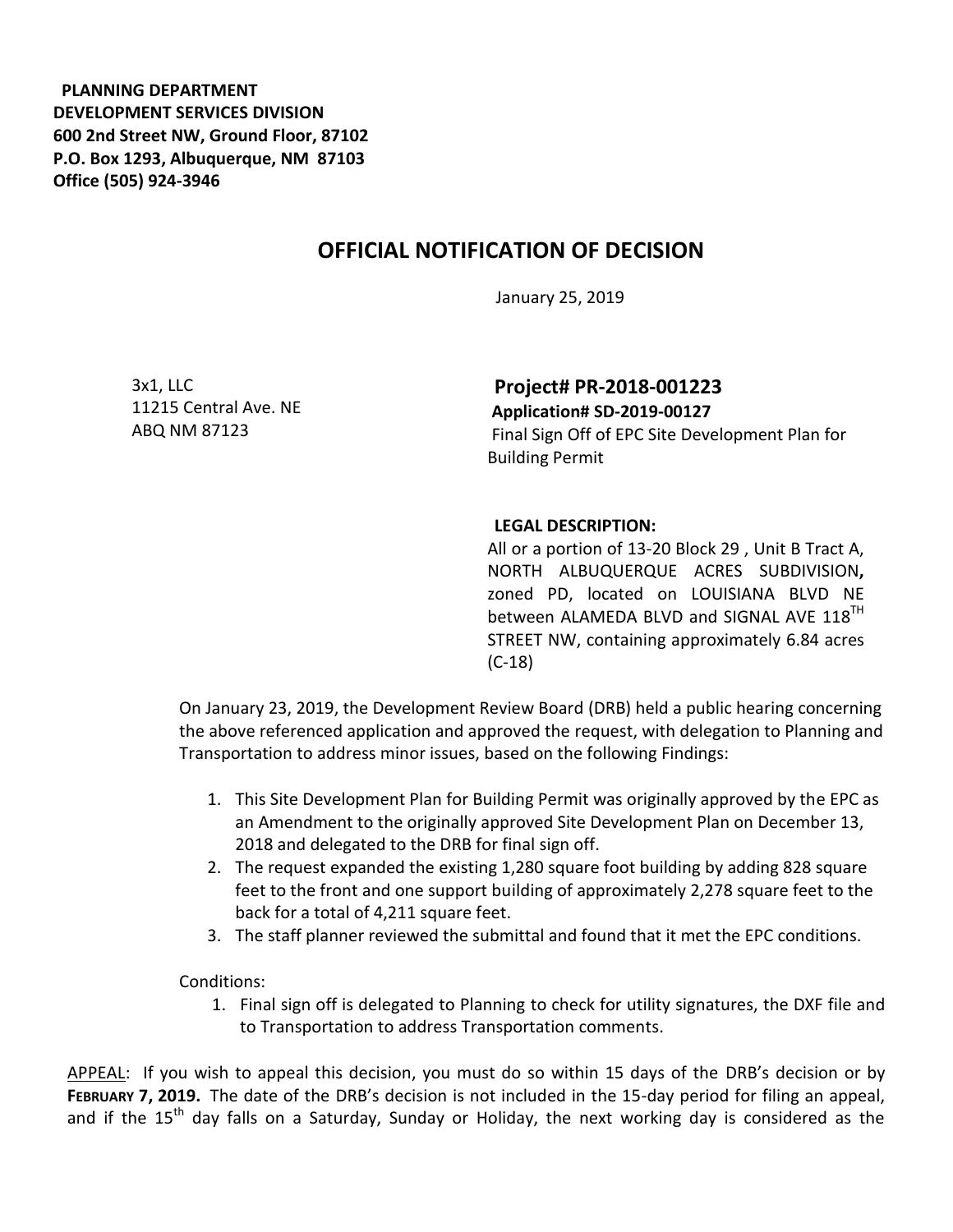**PLANNING DEPARTMENT**
**DEVELOPMENT SERVICES DIVISION**
**600 2nd Street NW, Ground Floor, 87102**
**P.O. Box 1293, Albuquerque, NM 87103**
**Office (505) 924-3946**

# OFFICIAL NOTIFICATION OF DECISION

January 25, 2019

3x1, LLC
11215 Central Ave. NE
ABQ NM 87123

## Project# PR-2018-001223

**Application# SD-2019-00127**
Final Sign Off of EPC Site Development Plan for Building Permit

**LEGAL DESCRIPTION:**
All or a portion of 13-20 Block 29 , Unit B Tract A, NORTH ALBUQUERQUE ACRES SUBDIVISION**,** zoned PD, located on LOUISIANA BLVD NE between ALAMEDA BLVD and SIGNAL AVE 118$^{TH}$ STREET NW, containing approximately 6.84 acres (C-18)

On January 23, 2019, the Development Review Board (DRB) held a public hearing concerning the above referenced application and approved the request, with delegation to Planning and Transportation to address minor issues, based on the following Findings:

1. This Site Development Plan for Building Permit was originally approved by the EPC as an Amendment to the originally approved Site Development Plan on December 13, 2018 and delegated to the DRB for final sign off.
2. The request expanded the existing 1,280 square foot building by adding 828 square feet to the front and one support building of approximately 2,278 square feet to the back for a total of 4,211 square feet.
3. The staff planner reviewed the submittal and found that it met the EPC conditions.

Conditions:

1. Final sign off is delegated to Planning to check for utility signatures, the DXF file and to Transportation to address Transportation comments.

APPEAL: If you wish to appeal this decision, you must do so within 15 days of the DRB's decision or by **FEBRUARY 7, 2019.** The date of the DRB's decision is not included in the 15-day period for filing an appeal, and if the 15$^{th}$ day falls on a Saturday, Sunday or Holiday, the next working day is considered as the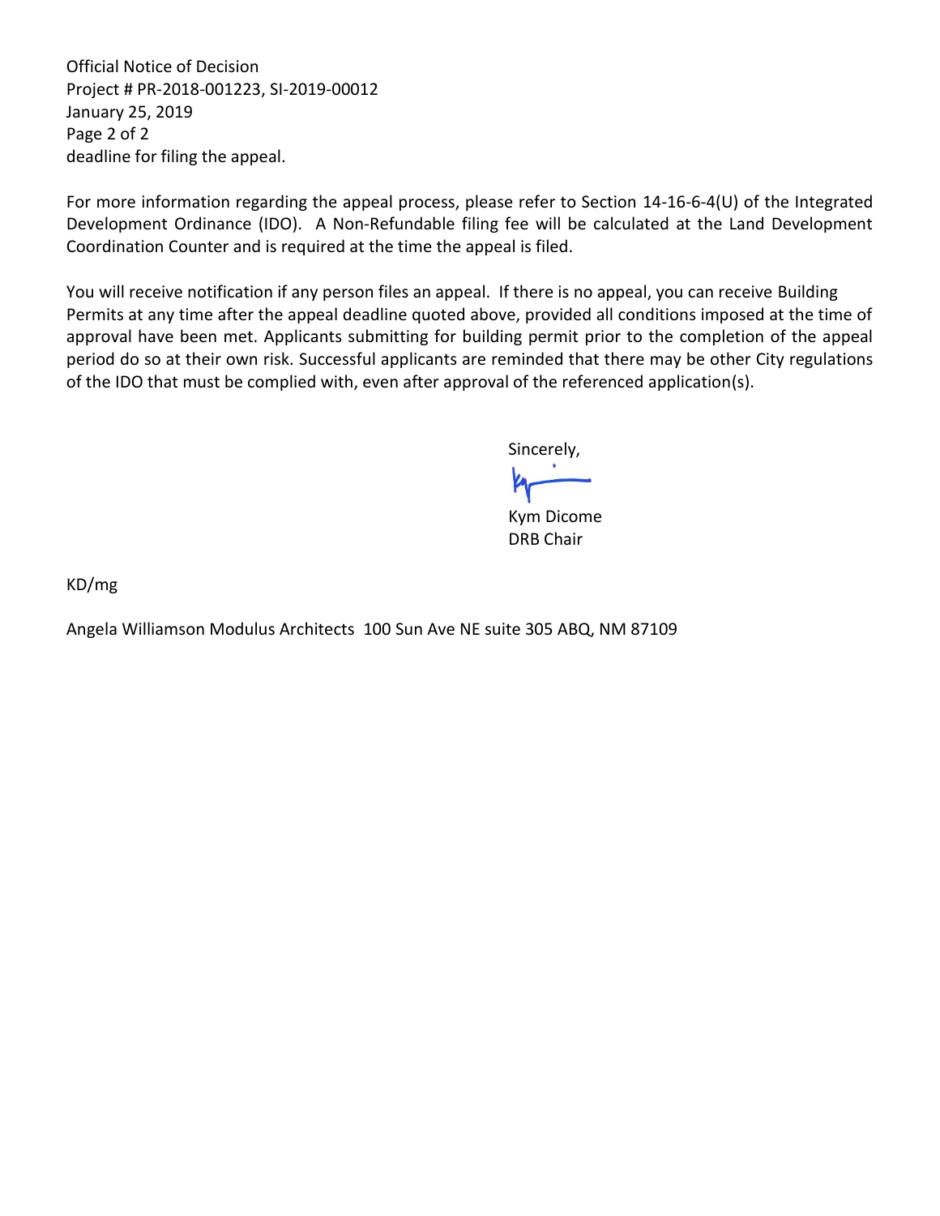deadline for filing the appeal.

For more information regarding the appeal process, please refer to Section 14-16-6-4(U) of the Integrated Development Ordinance (IDO). A Non-Refundable filing fee will be calculated at the Land Development Coordination Counter and is required at the time the appeal is filed.

You will receive notification if any person files an appeal. If there is no appeal, you can receive Building Permits at any time after the appeal deadline quoted above, provided all conditions imposed at the time of approval have been met. Applicants submitting for building permit prior to the completion of the appeal period do so at their own risk. Successful applicants are reminded that there may be other City regulations of the IDO that must be complied with, even after approval of the referenced application(s).

Sincerely,

Kym Dicome
DRB Chair

KD/mg

Angela Williamson Modulus Architects 100 Sun Ave NE suite 305 ABQ, NM 87109